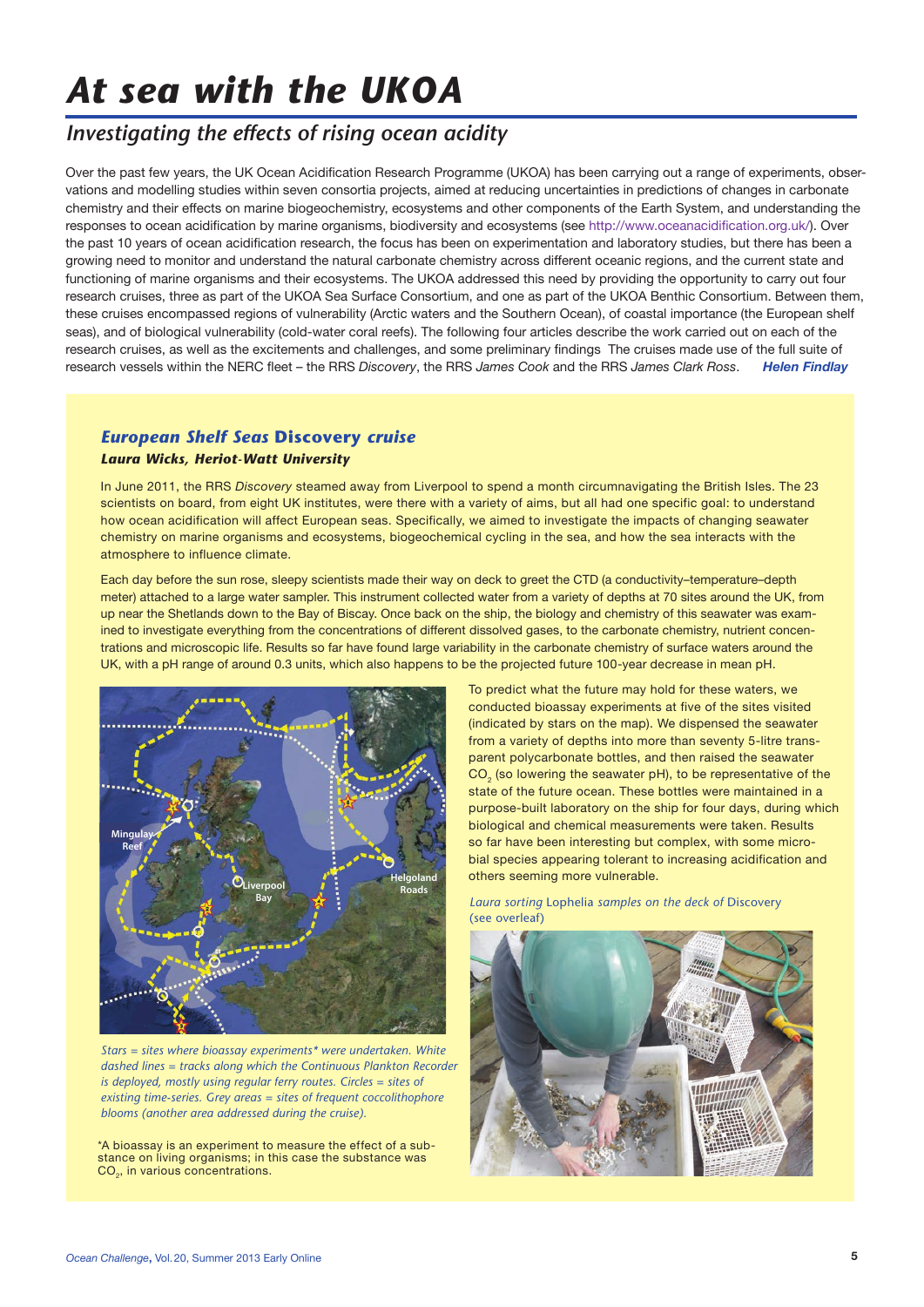# At sea with the UKOA

## Investigating the effects of rising ocean acidity

Over the past few years, the UK Ocean Acidification Research Programme (UKOA) has been carrying out a range of experiments, observations and modelling studies within seven consortia projects, aimed at reducing uncertainties in predictions of changes in carbonate chemistry and their effects on marine biogeochemistry, ecosystems and other components of the Earth System, and understanding the responses to ocean acidification by marine organisms, biodiversity and ecosystems (see http://www.oceanacidification.org.uk/). Over the past 10 years of ocean acidification research, the focus has been on experimentation and laboratory studies, but there has been a growing need to monitor and understand the natural carbonate chemistry across different oceanic regions, and the current state and functioning of marine organisms and their ecosystems. The UKOA addressed this need by providing the opportunity to carry out four research cruises, three as part of the UKOA Sea Surface Consortium, and one as part of the UKOA Benthic Consortium. Between them, these cruises encompassed regions of vulnerability (Arctic waters and the Southern Ocean), of coastal importance (the European shelf seas), and of biological vulnerability (cold-water coral reefs). The following four articles describe the work carried out on each of the research cruises, as well as the excitements and challenges, and some preliminary findings The cruises made use of the full suite of research vessels within the NERC fleet – the RRS *Discovery*, the RRS *James Cook* and the RRS *James Clark Ross*. ***Helen Findlay***

### *European Shelf Seas* Discovery *cruise*

***Laura Wicks, Heriot-Watt University***

In June 2011, the RRS *Discovery* steamed away from Liverpool to spend a month circumnavigating the British Isles. The 23 scientists on board, from eight UK institutes, were there with a variety of aims, but all had one specific goal: to understand how ocean acidification will affect European seas. Specifically, we aimed to investigate the impacts of changing seawater chemistry on marine organisms and ecosystems, biogeochemical cycling in the sea, and how the sea interacts with the atmosphere to influence climate.

Each day before the sun rose, sleepy scientists made their way on deck to greet the CTD (a conductivity–temperature–depth meter) attached to a large water sampler. This instrument collected water from a variety of depths at 70 sites around the UK, from up near the Shetlands down to the Bay of Biscay. Once back on the ship, the biology and chemistry of this seawater was examined to investigate everything from the concentrations of different dissolved gases, to the carbonate chemistry, nutrient concentrations and microscopic life. Results so far have found large variability in the carbonate chemistry of surface waters around the UK, with a pH range of around 0.3 units, which also happens to be the projected future 100-year decrease in mean pH.

Mingulay Reef

Liverpool Bay

Helgoland Roads

*Stars = sites where bioassay experiments\* were undertaken. White dashed lines = tracks along which the Continuous Plankton Recorder is deployed, mostly using regular ferry routes. Circles = sites of existing time-series. Grey areas = sites of frequent coccolithophore blooms (another area addressed during the cruise).*

\*A bioassay is an experiment to measure the effect of a substance on living organisms; in this case the substance was $CO_2$, in various concentrations.

To predict what the future may hold for these waters, we conducted bioassay experiments at five of the sites visited (indicated by stars on the map). We dispensed the seawater from a variety of depths into more than seventy 5-litre transparent polycarbonate bottles, and then raised the seawater $CO_2$ (so lowering the seawater pH), to be representative of the state of the future ocean. These bottles were maintained in a purpose-built laboratory on the ship for four days, during which biological and chemical measurements were taken. Results so far have been interesting but complex, with some microbial species appearing tolerant to increasing acidification and others seeming more vulnerable.

*Laura sorting* Lophelia *samples on the deck of* Discovery *(see overleaf)*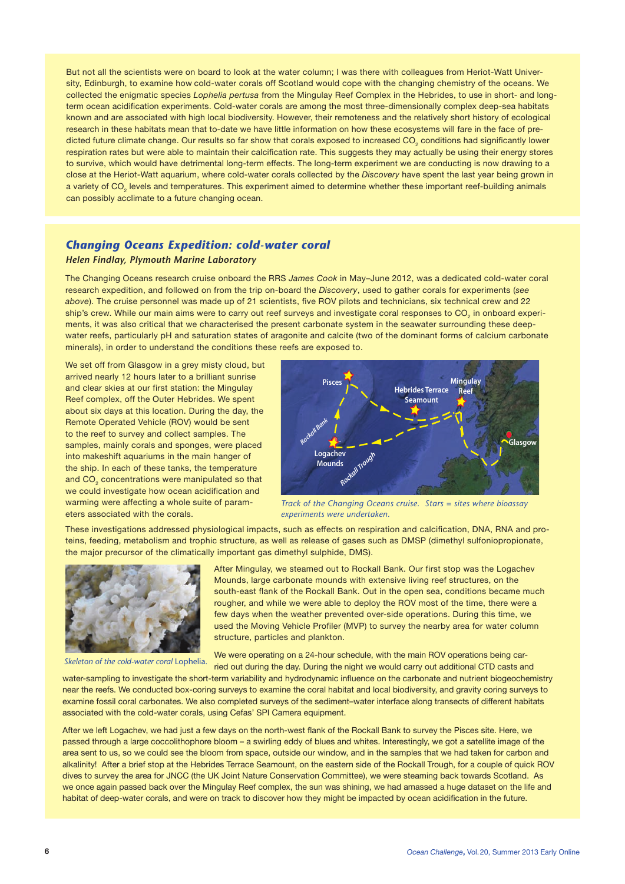But not all the scientists were on board to look at the water column; I was there with colleagues from Heriot-Watt University, Edinburgh, to examine how cold-water corals off Scotland would cope with the changing chemistry of the oceans. We collected the enigmatic species *Lophelia pertusa* from the Mingulay Reef Complex in the Hebrides, to use in short- and long-term ocean acidification experiments. Cold-water corals are among the most three-dimensionally complex deep-sea habitats known and are associated with high local biodiversity. However, their remoteness and the relatively short history of ecological research in these habitats mean that to-date we have little information on how these ecosystems will fare in the face of predicted future climate change. Our results so far show that corals exposed to increased $CO_2$ conditions had significantly lower respiration rates but were able to maintain their calcification rate. This suggests they may actually be using their energy stores to survive, which would have detrimental long-term effects. The long-term experiment we are conducting is now drawing to a close at the Heriot-Watt aquarium, where cold-water corals collected by the *Discovery* have spent the last year being grown in a variety of $CO_2$ levels and temperatures. This experiment aimed to determine whether these important reef-building animals can possibly acclimate to a future changing ocean.

## *Changing Oceans Expedition: cold-water coral*

***Helen Findlay, Plymouth Marine Laboratory***

The Changing Oceans research cruise onboard the RRS *James Cook* in May–June 2012, was a dedicated cold-water coral research expedition, and followed on from the trip on-board the *Discovery*, used to gather corals for experiments (*see above*). The cruise personnel was made up of 21 scientists, five ROV pilots and technicians, six technical crew and 22 ship's crew. While our main aims were to carry out reef surveys and investigate coral responses to $CO_2$ in onboard experiments, it was also critical that we characterised the present carbonate system in the seawater surrounding these deep-water reefs, particularly pH and saturation states of aragonite and calcite (two of the dominant forms of calcium carbonate minerals), in order to understand the conditions these reefs are exposed to.

We set off from Glasgow in a grey misty cloud, but arrived nearly 12 hours later to a brilliant sunrise and clear skies at our first station: the Mingulay Reef complex, off the Outer Hebrides. We spent about six days at this location. During the day, the Remote Operated Vehicle (ROV) would be sent to the reef to survey and collect samples. The samples, mainly corals and sponges, were placed into makeshift aquariums in the main hanger of the ship. In each of these tanks, the temperature and $CO_2$ concentrations were manipulated so that we could investigate how ocean acidification and warming were affecting a whole suite of parameters associated with the corals.

Track of the Changing Oceans cruise. Stars = sites where bioassay experiments were undertaken.

These investigations addressed physiological impacts, such as effects on respiration and calcification, DNA, RNA and proteins, feeding, metabolism and trophic structure, as well as release of gases such as DMSP (dimethyl sulfoniopropionate, the major precursor of the climatically important gas dimethyl sulphide, DMS).

*Skeleton of the cold-water coral* Lophelia.

After Mingulay, we steamed out to Rockall Bank. Our first stop was the Logachev Mounds, large carbonate mounds with extensive living reef structures, on the south-east flank of the Rockall Bank. Out in the open sea, conditions became much rougher, and while we were able to deploy the ROV most of the time, there were a few days when the weather prevented over-side operations. During this time, we used the Moving Vehicle Profiler (MVP) to survey the nearby area for water column structure, particles and plankton.

We were operating on a 24-hour schedule, with the main ROV operations being carried out during the day. During the night we would carry out additional CTD casts and water-sampling to investigate the short-term variability and hydrodynamic influence on the carbonate and nutrient biogeochemistry near the reefs. We conducted box-coring surveys to examine the coral habitat and local biodiversity, and gravity coring surveys to examine fossil coral carbonates. We also completed surveys of the sediment–water interface along transects of different habitats associated with the cold-water corals, using Cefas' SPI Camera equipment.

After we left Logachev, we had just a few days on the north-west flank of the Rockall Bank to survey the Pisces site. Here, we passed through a large coccolithophore bloom – a swirling eddy of blues and whites. Interestingly, we got a satellite image of the area sent to us, so we could see the bloom from space, outside our window, and in the samples that we had taken for carbon and alkalinity! After a brief stop at the Hebrides Terrace Seamount, on the eastern side of the Rockall Trough, for a couple of quick ROV dives to survey the area for JNCC (the UK Joint Nature Conservation Committee), we were steaming back towards Scotland. As we once again passed back over the Mingulay Reef complex, the sun was shining, we had amassed a huge dataset on the life and habitat of deep-water corals, and were on track to discover how they might be impacted by ocean acidification in the future.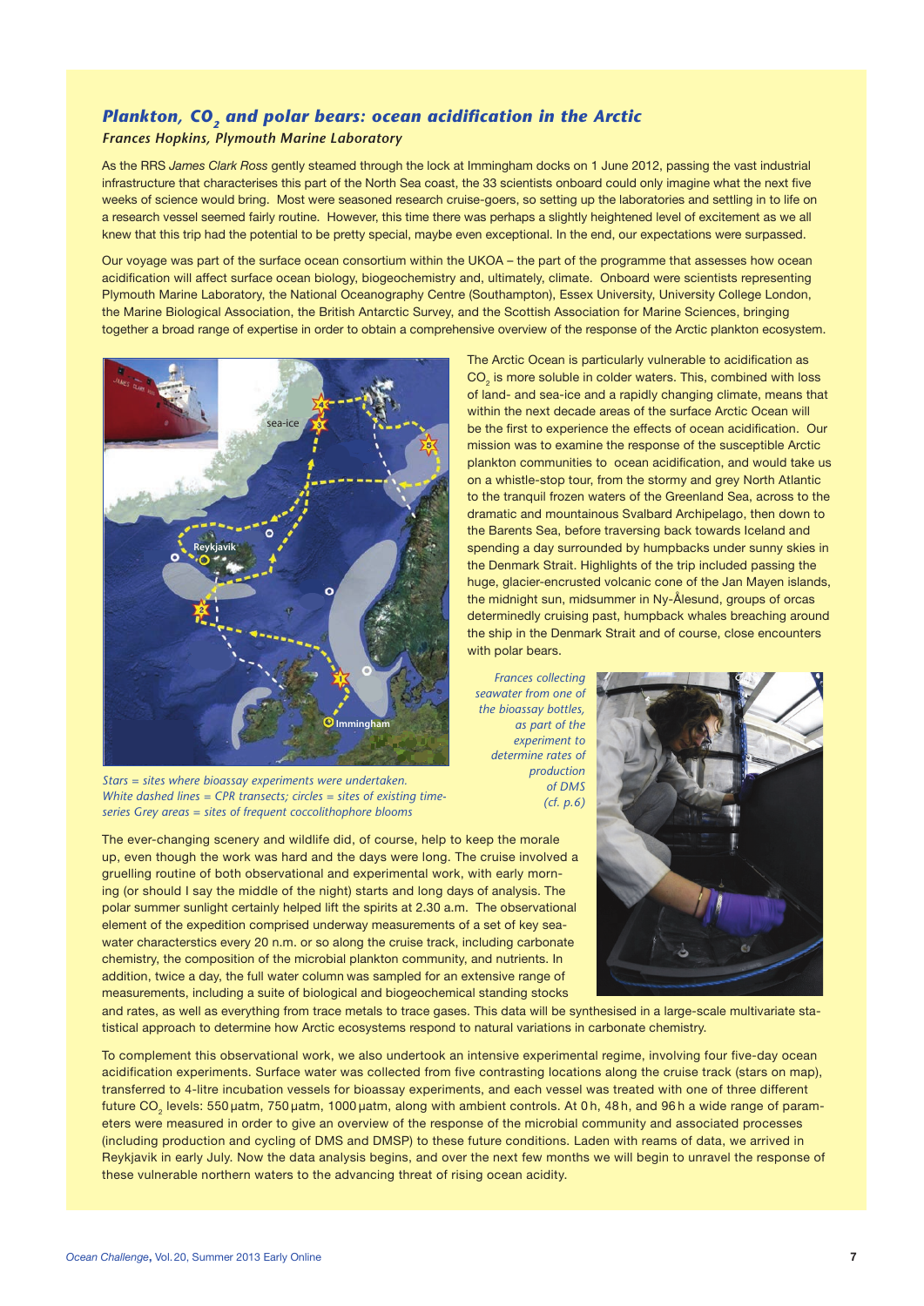## *Plankton, $CO_2$ and polar bears: ocean acidification in the Arctic*

***Frances Hopkins, Plymouth Marine Laboratory***

As the RRS *James Clark Ross* gently steamed through the lock at Immingham docks on 1 June 2012, passing the vast industrial infrastructure that characterises this part of the North Sea coast, the 33 scientists onboard could only imagine what the next five weeks of science would bring. Most were seasoned research cruise-goers, so setting up the laboratories and settling in to life on a research vessel seemed fairly routine. However, this time there was perhaps a slightly heightened level of excitement as we all knew that this trip had the potential to be pretty special, maybe even exceptional. In the end, our expectations were surpassed.

Our voyage was part of the surface ocean consortium within the UKOA – the part of the programme that assesses how ocean acidification will affect surface ocean biology, biogeochemistry and, ultimately, climate. Onboard were scientists representing Plymouth Marine Laboratory, the National Oceanography Centre (Southampton), Essex University, University College London, the Marine Biological Association, the British Antarctic Survey, and the Scottish Association for Marine Sciences, bringing together a broad range of expertise in order to obtain a comprehensive overview of the response of the Arctic plankton ecosystem.

*Stars = sites where bioassay experiments were undertaken. White dashed lines = CPR transects; circles = sites of existing time-series Grey areas = sites of frequent coccolithophore blooms*

The Arctic Ocean is particularly vulnerable to acidification as $CO_2$ is more soluble in colder waters. This, combined with loss of land- and sea-ice and a rapidly changing climate, means that within the next decade areas of the surface Arctic Ocean will be the first to experience the effects of ocean acidification. Our mission was to examine the response of the susceptible Arctic plankton communities to ocean acidification, and would take us on a whistle-stop tour, from the stormy and grey North Atlantic to the tranquil frozen waters of the Greenland Sea, across to the dramatic and mountainous Svalbard Archipelago, then down to the Barents Sea, before traversing back towards Iceland and spending a day surrounded by humpbacks under sunny skies in the Denmark Strait. Highlights of the trip included passing the huge, glacier-encrusted volcanic cone of the Jan Mayen islands, the midnight sun, midsummer in Ny-Ålesund, groups of orcas determinedly cruising past, humpback whales breaching around the ship in the Denmark Strait and of course, close encounters with polar bears.

*Frances collecting seawater from one of the bioassay bottles, as part of the experiment to determine rates of production of DMS (cf. p.6)*

The ever-changing scenery and wildlife did, of course, help to keep the morale up, even though the work was hard and the days were long. The cruise involved a gruelling routine of both observational and experimental work, with early morning (or should I say the middle of the night) starts and long days of analysis. The polar summer sunlight certainly helped lift the spirits at 2.30 a.m. The observational element of the expedition comprised underway measurements of a set of key seawater characterstics every 20 n.m. or so along the cruise track, including carbonate chemistry, the composition of the microbial plankton community, and nutrients. In addition, twice a day, the full water column was sampled for an extensive range of measurements, including a suite of biological and biogeochemical standing stocks and rates, as well as everything from trace metals to trace gases. This data will be synthesised in a large-scale multivariate statistical approach to determine how Arctic ecosystems respond to natural variations in carbonate chemistry.

To complement this observational work, we also undertook an intensive experimental regime, involving four five-day ocean acidification experiments. Surface water was collected from five contrasting locations along the cruise track (stars on map), transferred to 4-litre incubation vessels for bioassay experiments, and each vessel was treated with one of three different future $CO_2$ levels: 550 µatm, 750 µatm, 1000 µatm, along with ambient controls. At 0 h, 48 h, and 96 h a wide range of parameters were measured in order to give an overview of the response of the microbial community and associated processes (including production and cycling of DMS and DMSP) to these future conditions. Laden with reams of data, we arrived in Reykjavik in early July. Now the data analysis begins, and over the next few months we will begin to unravel the response of these vulnerable northern waters to the advancing threat of rising ocean acidity.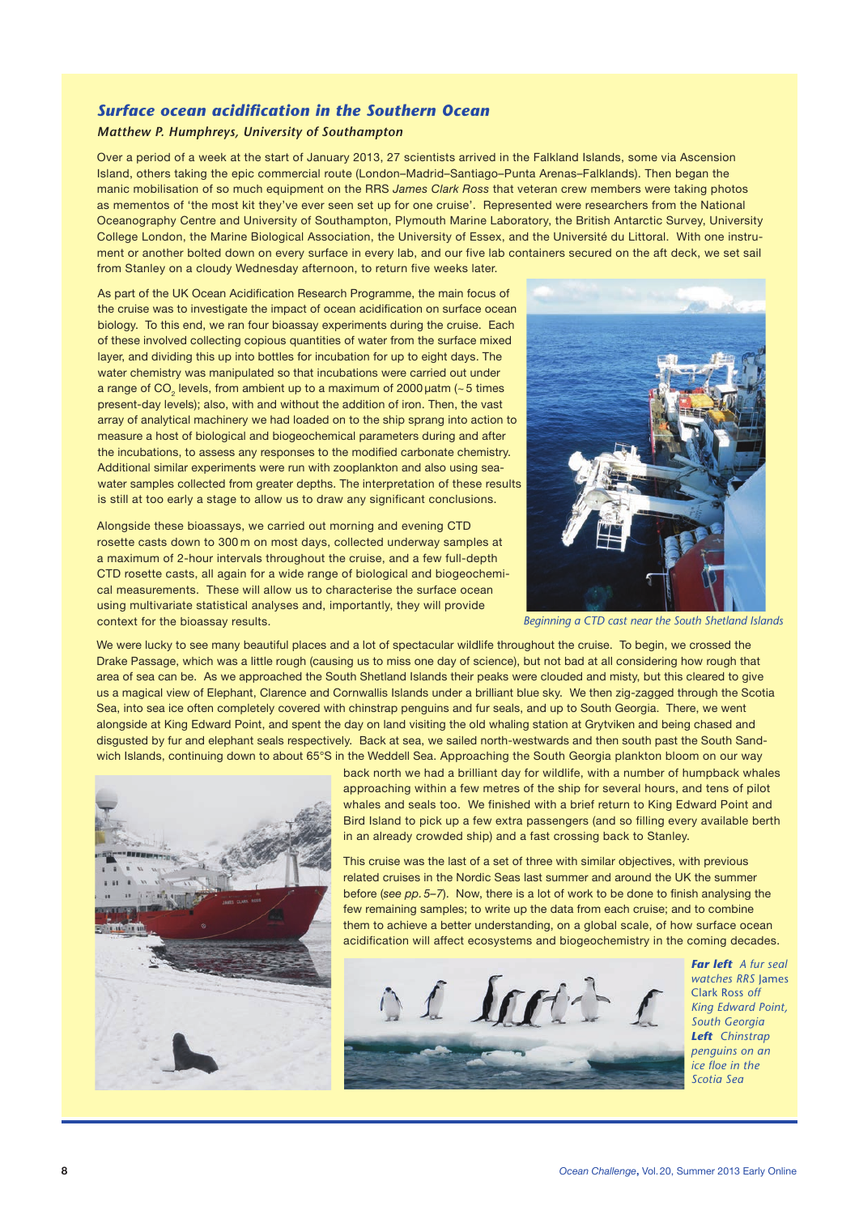## *Surface ocean acidification in the Southern Ocean*

***Matthew P. Humphreys, University of Southampton***

Over a period of a week at the start of January 2013, 27 scientists arrived in the Falkland Islands, some via Ascension Island, others taking the epic commercial route (London–Madrid–Santiago–Punta Arenas–Falklands). Then began the manic mobilisation of so much equipment on the RRS *James Clark Ross* that veteran crew members were taking photos as mementos of 'the most kit they've ever seen set up for one cruise'. Represented were researchers from the National Oceanography Centre and University of Southampton, Plymouth Marine Laboratory, the British Antarctic Survey, University College London, the Marine Biological Association, the University of Essex, and the Université du Littoral. With one instrument or another bolted down on every surface in every lab, and our five lab containers secured on the aft deck, we set sail from Stanley on a cloudy Wednesday afternoon, to return five weeks later.

As part of the UK Ocean Acidification Research Programme, the main focus of the cruise was to investigate the impact of ocean acidification on surface ocean biology. To this end, we ran four bioassay experiments during the cruise. Each of these involved collecting copious quantities of water from the surface mixed layer, and dividing this up into bottles for incubation for up to eight days. The water chemistry was manipulated so that incubations were carried out under a range of $CO_2$ levels, from ambient up to a maximum of 2000 µatm (~ 5 times present-day levels); also, with and without the addition of iron. Then, the vast array of analytical machinery we had loaded on to the ship sprang into action to measure a host of biological and biogeochemical parameters during and after the incubations, to assess any responses to the modified carbonate chemistry. Additional similar experiments were run with zooplankton and also using seawater samples collected from greater depths. The interpretation of these results is still at too early a stage to allow us to draw any significant conclusions.

Alongside these bioassays, we carried out morning and evening CTD rosette casts down to 300 m on most days, collected underway samples at a maximum of 2-hour intervals throughout the cruise, and a few full-depth CTD rosette casts, all again for a wide range of biological and biogeochemical measurements. These will allow us to characterise the surface ocean using multivariate statistical analyses and, importantly, they will provide context for the bioassay results.

*Beginning a CTD cast near the South Shetland Islands*

We were lucky to see many beautiful places and a lot of spectacular wildlife throughout the cruise. To begin, we crossed the Drake Passage, which was a little rough (causing us to miss one day of science), but not bad at all considering how rough that area of sea can be. As we approached the South Shetland Islands their peaks were clouded and misty, but this cleared to give us a magical view of Elephant, Clarence and Cornwallis Islands under a brilliant blue sky. We then zig-zagged through the Scotia Sea, into sea ice often completely covered with chinstrap penguins and fur seals, and up to South Georgia. There, we went alongside at King Edward Point, and spent the day on land visiting the old whaling station at Grytviken and being chased and disgusted by fur and elephant seals respectively. Back at sea, we sailed north-westwards and then south past the South Sandwich Islands, continuing down to about 65°S in the Weddell Sea. Approaching the South Georgia plankton bloom on our way back north we had a brilliant day for wildlife, with a number of humpback whales approaching within a few metres of the ship for several hours, and tens of pilot whales and seals too. We finished with a brief return to King Edward Point and Bird Island to pick up a few extra passengers (and so filling every available berth in an already crowded ship) and a fast crossing back to Stanley.

This cruise was the last of a set of three with similar objectives, with previous related cruises in the Nordic Seas last summer and around the UK the summer before (*see pp.* 5–7). Now, there is a lot of work to be done to finish analysing the few remaining samples; to write up the data from each cruise; and to combine them to achieve a better understanding, on a global scale, of how surface ocean acidification will affect ecosystems and biogeochemistry in the coming decades.

***Far left*** *A fur seal watches RRS* James Clark Ross *off King Edward Point, South Georgia*
***Left*** *Chinstrap penguins on an ice floe in the Scotia Sea*